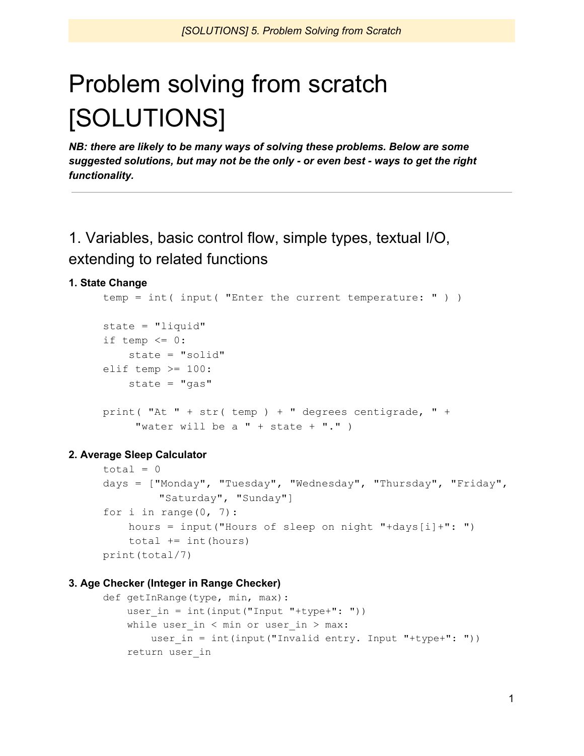# Problem solving from scratch [SOLUTIONS]

***NB: there are likely to be many ways of solving these problems. Below are some suggested solutions, but may not be the only - or even best - ways to get the right functionality.***

---

## 1. Variables, basic control flow, simple types, textual I/O, extending to related functions

### 1. State Change

```
temp = int( input( "Enter the current temperature: " ) )

state = "liquid"
if temp <= 0:
    state = "solid"
elif temp >= 100:
    state = "gas"

print( "At " + str( temp ) + " degrees centigrade, " +
     "water will be a " + state + "." )
```

### 2. Average Sleep Calculator

```
total = 0
days = ["Monday", "Tuesday", "Wednesday", "Thursday", "Friday",
        "Saturday", "Sunday"]
for i in range(0, 7):
    hours = input("Hours of sleep on night "+days[i]+": ")
    total += int(hours)
print(total/7)
```

### 3. Age Checker (Integer in Range Checker)

```
def getInRange(type, min, max):
    user_in = int(input("Input "+type+": "))
    while user_in < min or user_in > max:
        user_in = int(input("Invalid entry. Input "+type+": "))
    return user_in
```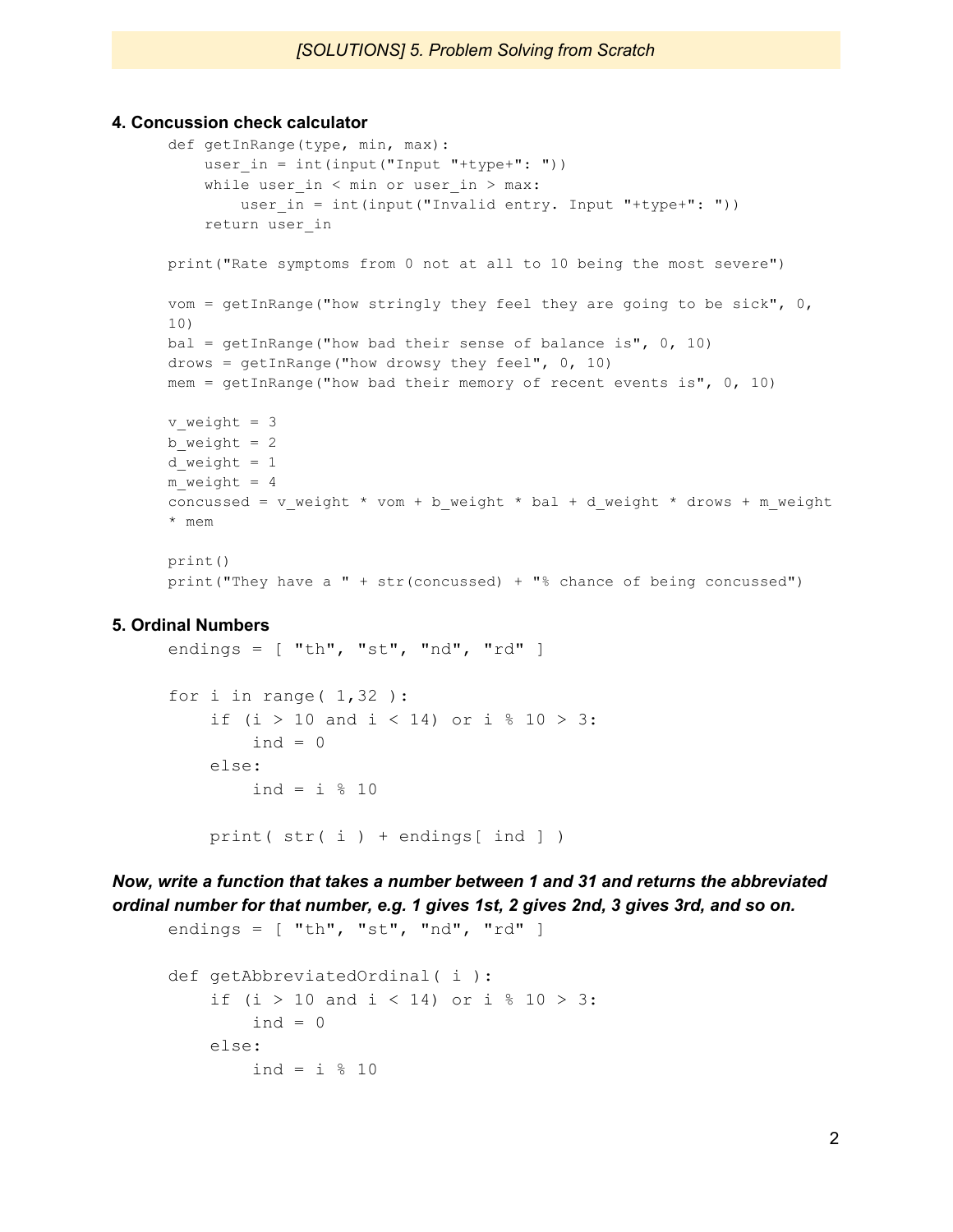### 4. Concussion check calculator

```
def getInRange(type, min, max):
    user_in = int(input("Input "+type+": "))
    while user_in < min or user_in > max:
        user_in = int(input("Invalid entry. Input "+type+": "))
    return user_in

print("Rate symptoms from 0 not at all to 10 being the most severe")

vom = getInRange("how stringly they feel they are going to be sick", 0,
10)
bal = getInRange("how bad their sense of balance is", 0, 10)
drows = getInRange("how drowsy they feel", 0, 10)
mem = getInRange("how bad their memory of recent events is", 0, 10)

v_weight = 3
b_weight = 2
d_weight = 1
m_weight = 4
concussed = v_weight * vom + b_weight * bal + d_weight * drows + m_weight
* mem

print()
print("They have a " + str(concussed) + "% chance of being concussed")
```

### 5. Ordinal Numbers

```
endings = [ "th", "st", "nd", "rd" ]

for i in range( 1,32 ):
    if (i > 10 and i < 14) or i % 10 > 3:
        ind = 0
    else:
        ind = i % 10

    print( str( i ) + endings[ ind ] )
```

***Now, write a function that takes a number between 1 and 31 and returns the abbreviated ordinal number for that number, e.g. 1 gives 1st, 2 gives 2nd, 3 gives 3rd, and so on.***

```
endings = [ "th", "st", "nd", "rd" ]

def getAbbreviatedOrdinal( i ):
    if (i > 10 and i < 14) or i % 10 > 3:
        ind = 0
    else:
        ind = i % 10
```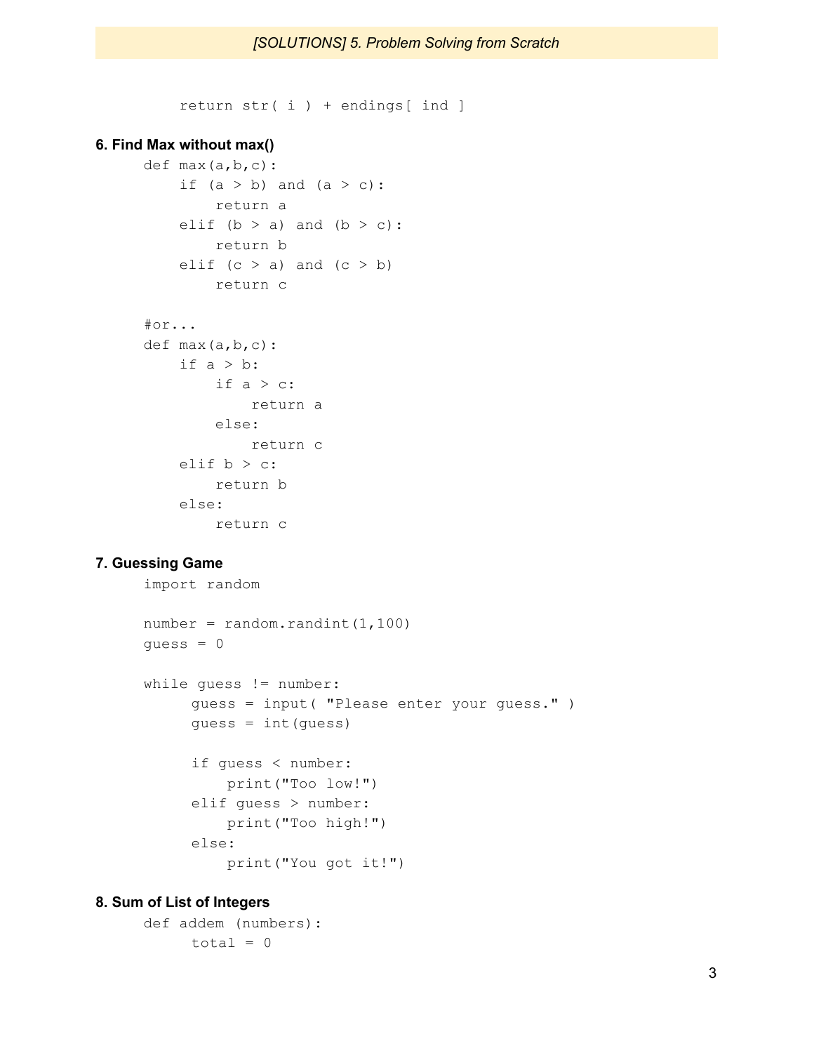```
        return str( i ) + endings[ ind ]
```

**6. Find Max without max()**

```
def max(a,b,c):
    if (a > b) and (a > c):
        return a
    elif (b > a) and (b > c):
        return b
    elif (c > a) and (c > b)
        return c

#or...
def max(a,b,c):
    if a > b:
        if a > c:
            return a
        else:
            return c
    elif b > c:
        return b
    else:
        return c
```

**7. Guessing Game**

```
import random

number = random.randint(1,100)
guess = 0

while guess != number:
     guess = input( "Please enter your guess." )
     guess = int(guess)

     if guess < number:
         print("Too low!")
     elif guess > number:
         print("Too high!")
     else:
         print("You got it!")
```

**8. Sum of List of Integers**

```
def addem (numbers):
     total = 0
```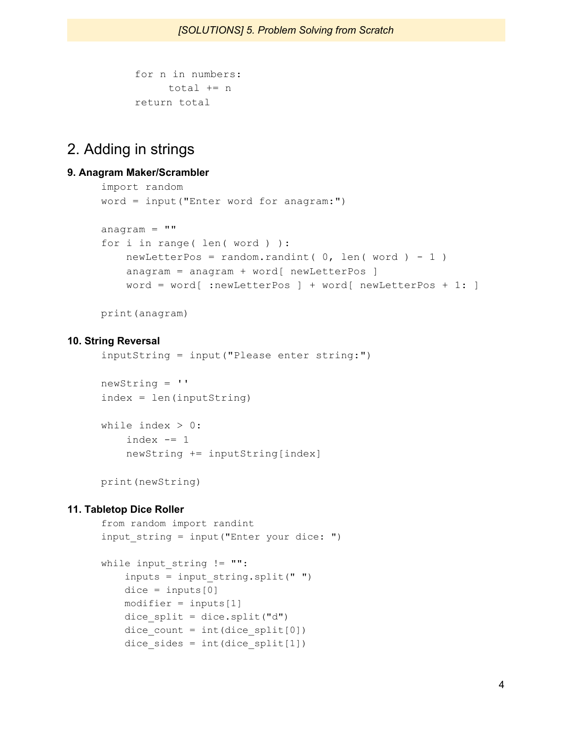```
    for n in numbers:
        total += n
    return total
```

## 2. Adding in strings

**9. Anagram Maker/Scrambler**

```
import random
word = input("Enter word for anagram:")

anagram = ""
for i in range( len( word ) ):
    newLetterPos = random.randint( 0, len( word ) - 1 )
    anagram = anagram + word[ newLetterPos ]
    word = word[ :newLetterPos ] + word[ newLetterPos + 1: ]

print(anagram)
```

**10. String Reversal**

```
inputString = input("Please enter string:")

newString = ''
index = len(inputString)

while index > 0:
    index -= 1
    newString += inputString[index]

print(newString)
```

**11. Tabletop Dice Roller**

```
from random import randint
input_string = input("Enter your dice: ")

while input_string != "":
    inputs = input_string.split(" ")
    dice = inputs[0]
    modifier = inputs[1]
    dice_split = dice.split("d")
    dice_count = int(dice_split[0])
    dice_sides = int(dice_split[1])
```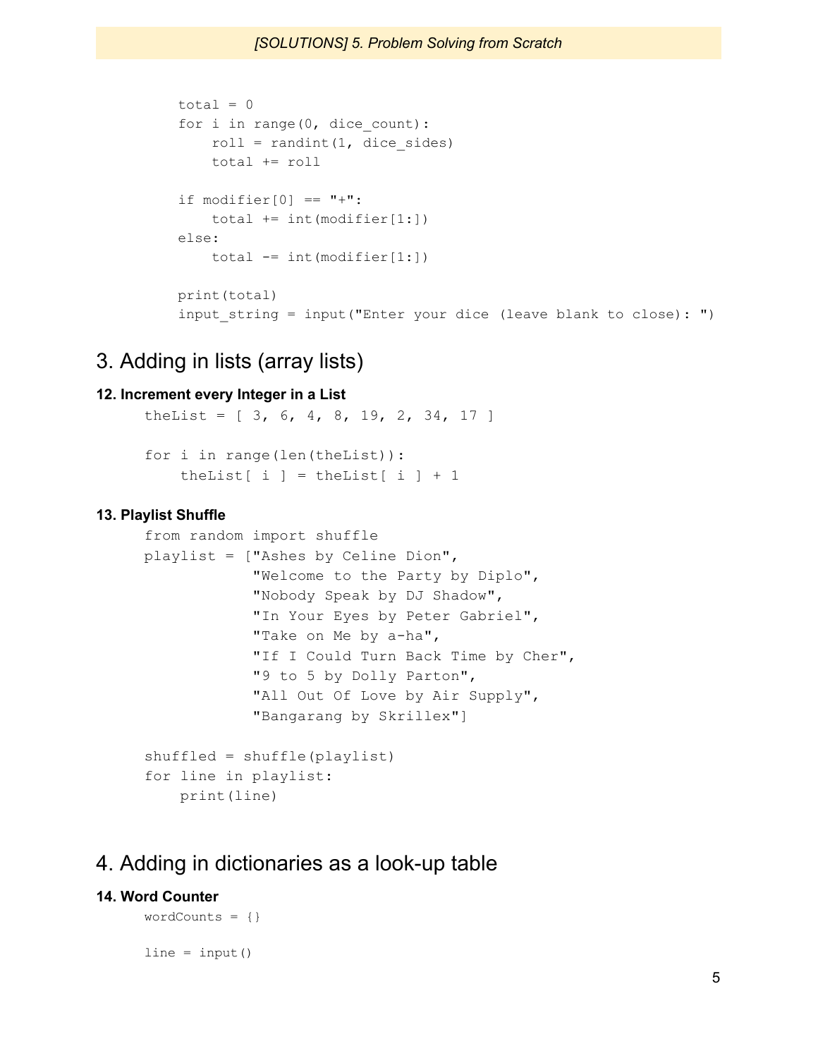```
    total = 0
    for i in range(0, dice_count):
        roll = randint(1, dice_sides)
        total += roll

    if modifier[0] == "+":
        total += int(modifier[1:])
    else:
        total -= int(modifier[1:])

    print(total)
    input_string = input("Enter your dice (leave blank to close): ")
```

## 3. Adding in lists (array lists)

### 12. Increment every Integer in a List

```
theList = [ 3, 6, 4, 8, 19, 2, 34, 17 ]

for i in range(len(theList)):
    theList[ i ] = theList[ i ] + 1
```

### 13. Playlist Shuffle

```
from random import shuffle
playlist = ["Ashes by Celine Dion",
            "Welcome to the Party by Diplo",
            "Nobody Speak by DJ Shadow",
            "In Your Eyes by Peter Gabriel",
            "Take on Me by a-ha",
            "If I Could Turn Back Time by Cher",
            "9 to 5 by Dolly Parton",
            "All Out Of Love by Air Supply",
            "Bangarang by Skrillex"]

shuffled = shuffle(playlist)
for line in playlist:
    print(line)
```

## 4. Adding in dictionaries as a look-up table

### 14. Word Counter

```
wordCounts = {}

line = input()
```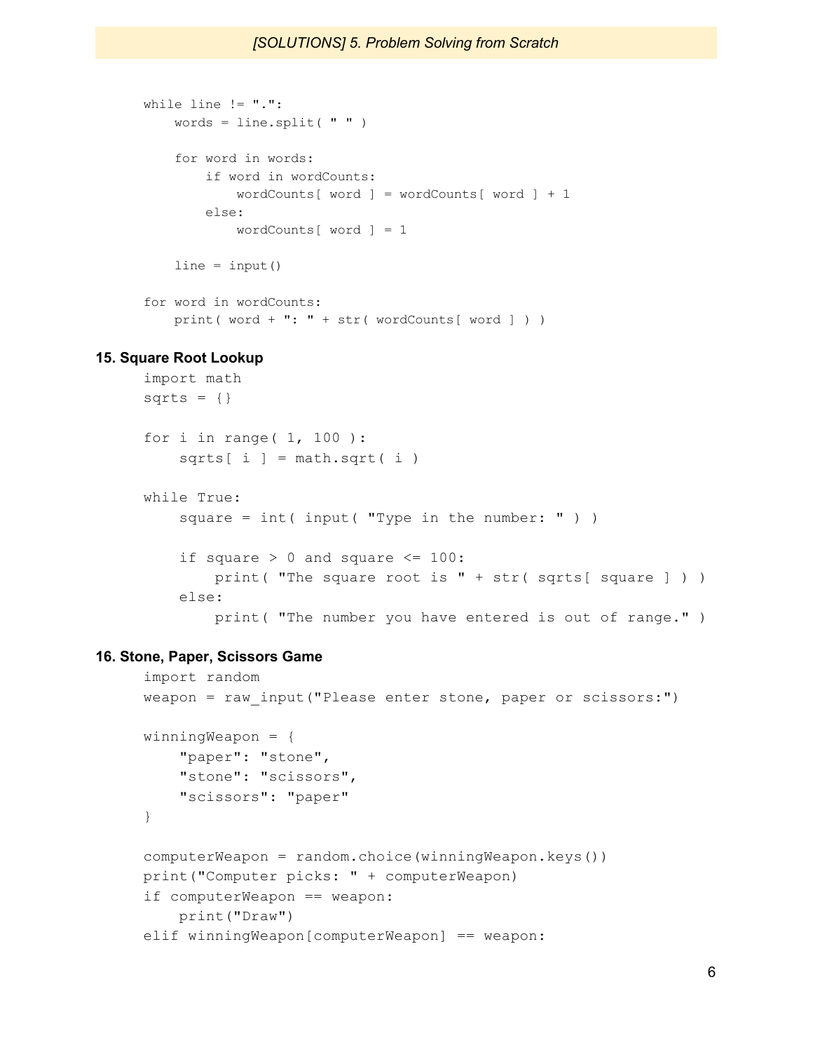```
while line != ".":
    words = line.split( " " )

    for word in words:
        if word in wordCounts:
            wordCounts[ word ] = wordCounts[ word ] + 1
        else:
            wordCounts[ word ] = 1

    line = input()

for word in wordCounts:
    print( word + ": " + str( wordCounts[ word ] ) )
```

**15. Square Root Lookup**

```
import math
sqrts = {}

for i in range( 1, 100 ):
    sqrts[ i ] = math.sqrt( i )

while True:
    square = int( input( "Type in the number: " ) )

    if square > 0 and square <= 100:
        print( "The square root is " + str( sqrts[ square ] ) )
    else:
        print( "The number you have entered is out of range." )
```

**16. Stone, Paper, Scissors Game**

```
import random
weapon = raw_input("Please enter stone, paper or scissors:")

winningWeapon = {
    "paper": "stone",
    "stone": "scissors",
    "scissors": "paper"
}

computerWeapon = random.choice(winningWeapon.keys())
print("Computer picks: " + computerWeapon)
if computerWeapon == weapon:
    print("Draw")
elif winningWeapon[computerWeapon] == weapon:
```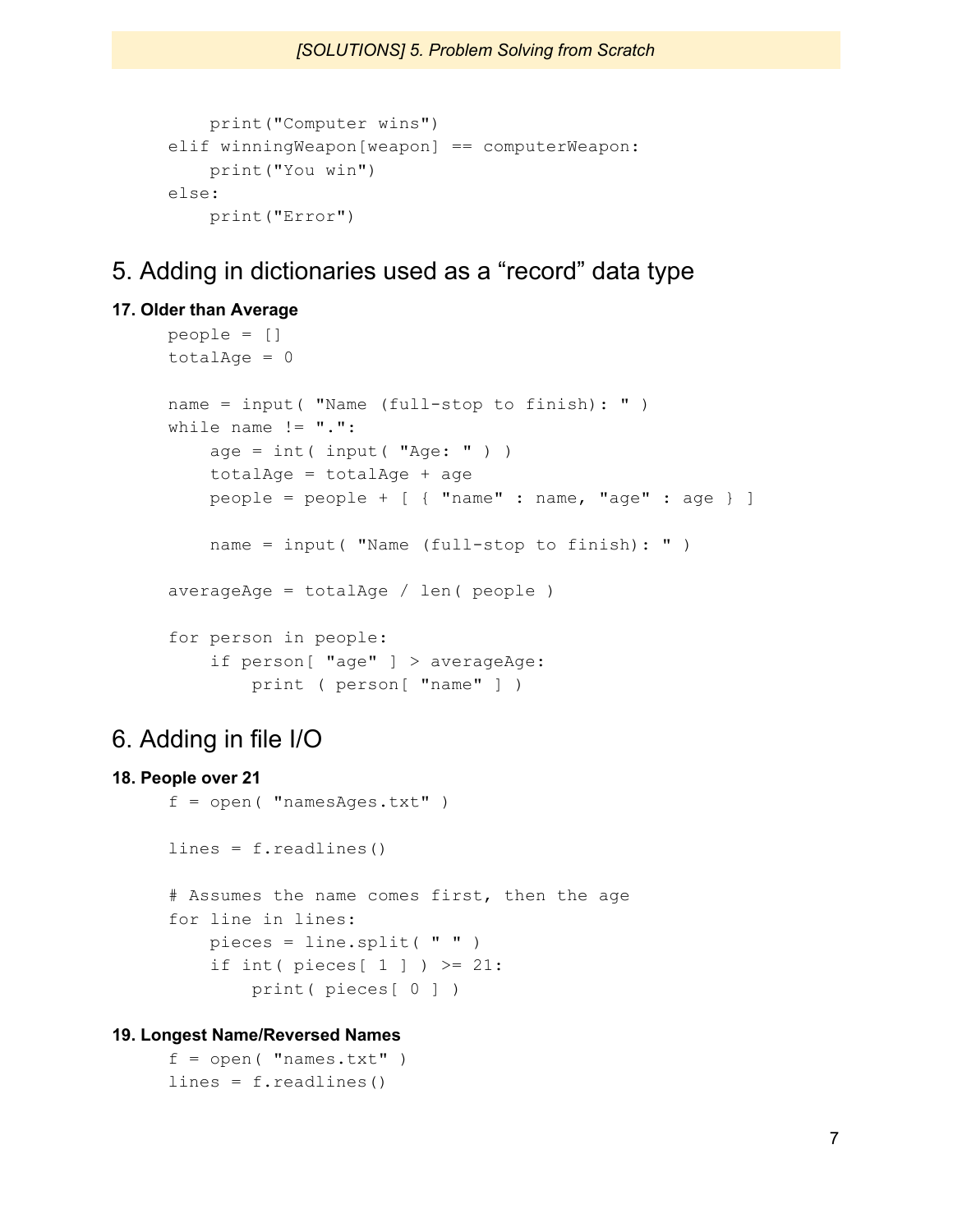```
    print("Computer wins")
elif winningWeapon[weapon] == computerWeapon:
    print("You win")
else:
    print("Error")
```

## 5. Adding in dictionaries used as a “record” data type

#### 17. Older than Average

```
people = []
totalAge = 0

name = input( "Name (full-stop to finish): " )
while name != ".":
    age = int( input( "Age: " ) )
    totalAge = totalAge + age
    people = people + [ { "name" : name, "age" : age } ]

    name = input( "Name (full-stop to finish): " )

averageAge = totalAge / len( people )

for person in people:
    if person[ "age" ] > averageAge:
        print ( person[ "name" ] )
```

## 6. Adding in file I/O

#### 18. People over 21

```
f = open( "namesAges.txt" )

lines = f.readlines()

# Assumes the name comes first, then the age
for line in lines:
    pieces = line.split( " " )
    if int( pieces[ 1 ] ) >= 21:
        print( pieces[ 0 ] )
```

#### 19. Longest Name/Reversed Names

```
f = open( "names.txt" )
lines = f.readlines()
```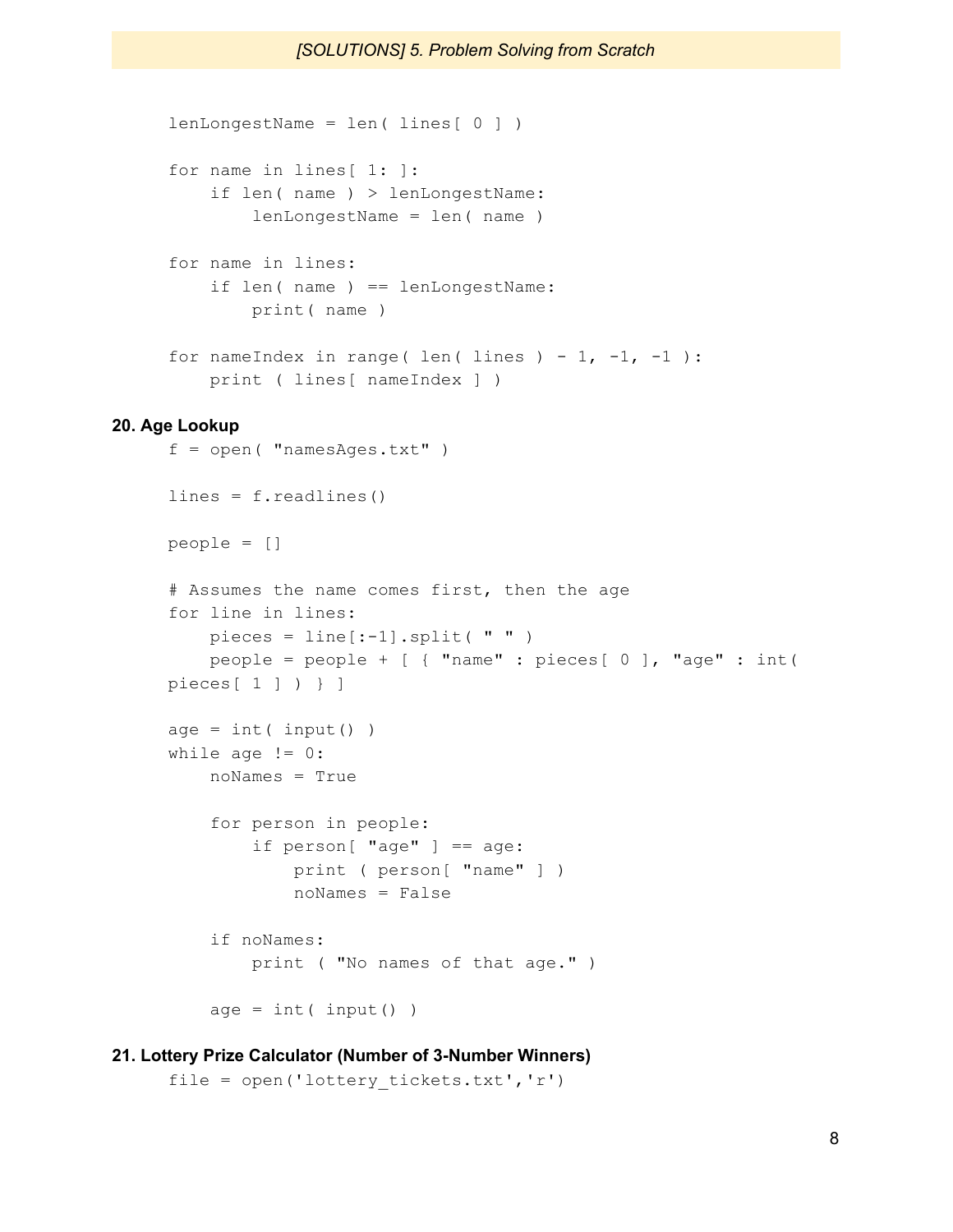```
lenLongestName = len( lines[ 0 ] )

for name in lines[ 1: ]:
    if len( name ) > lenLongestName:
        lenLongestName = len( name )

for name in lines:
    if len( name ) == lenLongestName:
        print( name )

for nameIndex in range( len( lines ) - 1, -1, -1 ):
    print ( lines[ nameIndex ] )
```

**20. Age Lookup**

```
f = open( "namesAges.txt" )

lines = f.readlines()

people = []

# Assumes the name comes first, then the age
for line in lines:
    pieces = line[:-1].split( " " )
    people = people + [ { "name" : pieces[ 0 ], "age" : int(
pieces[ 1 ] ) } ]

age = int( input() )
while age != 0:
    noNames = True

    for person in people:
        if person[ "age" ] == age:
            print ( person[ "name" ] )
            noNames = False

    if noNames:
        print ( "No names of that age." )

    age = int( input() )
```

**21. Lottery Prize Calculator (Number of 3-Number Winners)**

```
file = open('lottery_tickets.txt','r')
```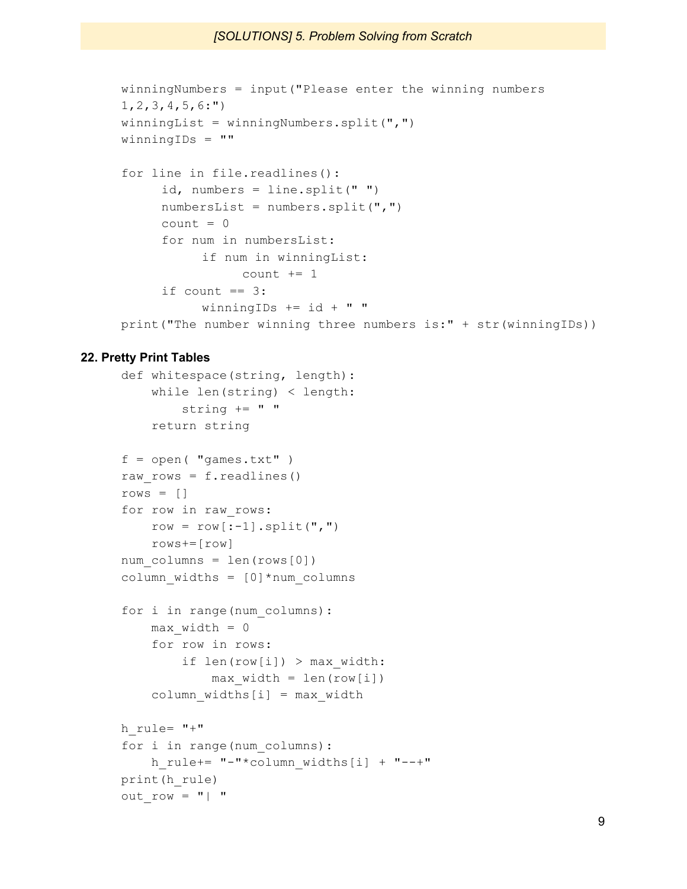```
winningNumbers = input("Please enter the winning numbers 
1,2,3,4,5,6:")
winningList = winningNumbers.split(",")
winningIDs = ""

for line in file.readlines():
      id, numbers = line.split(" ")
      numbersList = numbers.split(",")
      count = 0
      for num in numbersList:
            if num in winningList:
                  count += 1
      if count == 3:
            winningIDs += id + " "
print("The number winning three numbers is:" + str(winningIDs))
```

**22. Pretty Print Tables**

```
def whitespace(string, length):
    while len(string) < length:
        string += " "
    return string

f = open( "games.txt" )
raw_rows = f.readlines()
rows = []
for row in raw_rows:
    row = row[:-1].split(",")
    rows+=[row]
num_columns = len(rows[0])
column_widths = [0]*num_columns

for i in range(num_columns):
    max_width = 0
    for row in rows:
        if len(row[i]) > max_width:
            max_width = len(row[i])
    column_widths[i] = max_width

h_rule= "+"
for i in range(num_columns):
    h_rule+= "-"*column_widths[i] + "--+"
print(h_rule)
out_row = "| "
```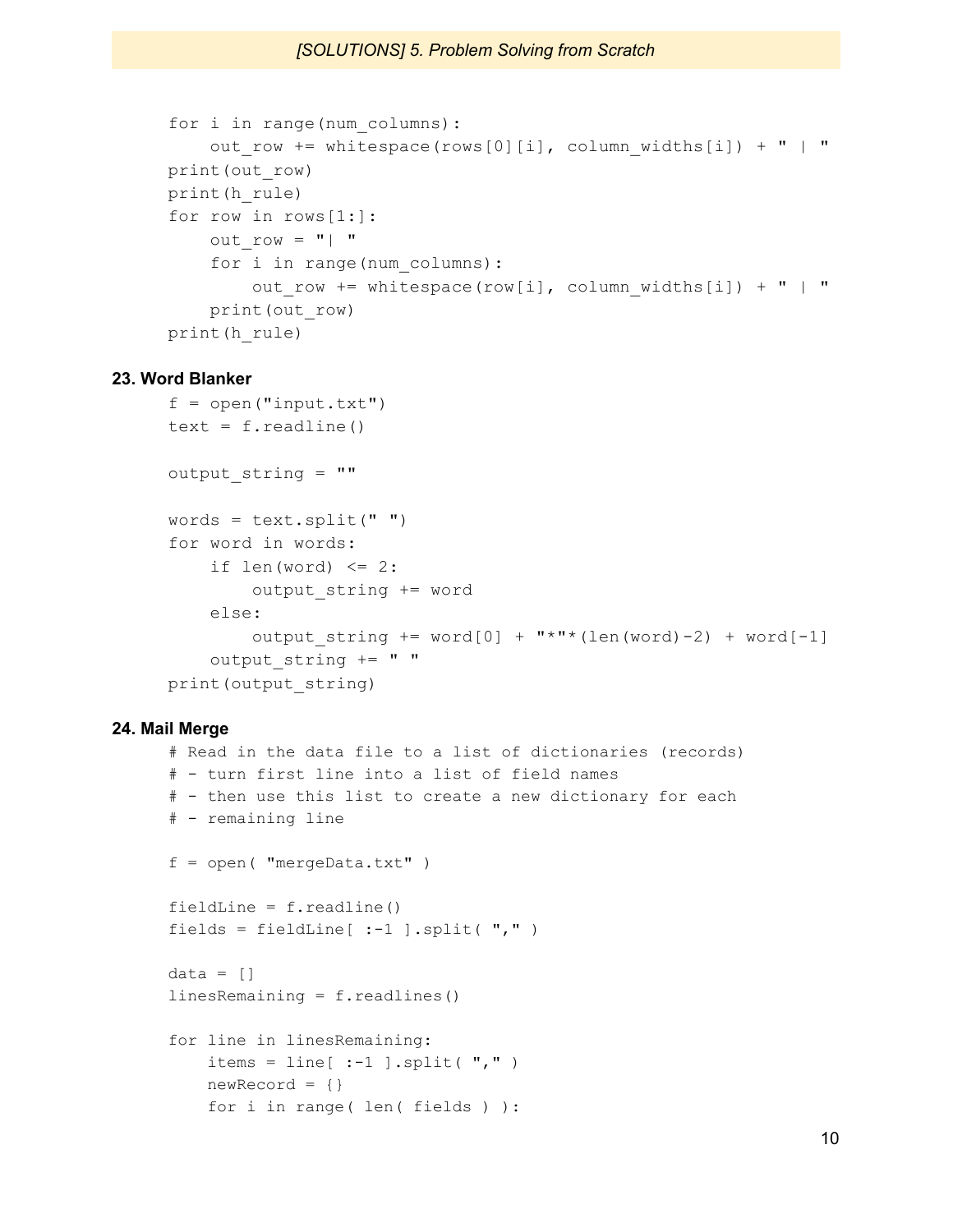```
for i in range(num_columns):
    out_row += whitespace(rows[0][i], column_widths[i]) + " | "
print(out_row)
print(h_rule)
for row in rows[1:]:
    out_row = "| "
    for i in range(num_columns):
        out_row += whitespace(row[i], column_widths[i]) + " | "
    print(out_row)
print(h_rule)
```

**23. Word Blanker**

```
f = open("input.txt")
text = f.readline()

output_string = ""

words = text.split(" ")
for word in words:
    if len(word) <= 2:
        output_string += word
    else:
        output_string += word[0] + "*"*(len(word)-2) + word[-1]
    output_string += " "
print(output_string)
```

**24. Mail Merge**

```
# Read in the data file to a list of dictionaries (records)
# - turn first line into a list of field names
# - then use this list to create a new dictionary for each
# - remaining line

f = open( "mergeData.txt" )

fieldLine = f.readline()
fields = fieldLine[ :-1 ].split( "," )

data = []
linesRemaining = f.readlines()

for line in linesRemaining:
    items = line[ :-1 ].split( "," )
    newRecord = {}
    for i in range( len( fields ) ):
```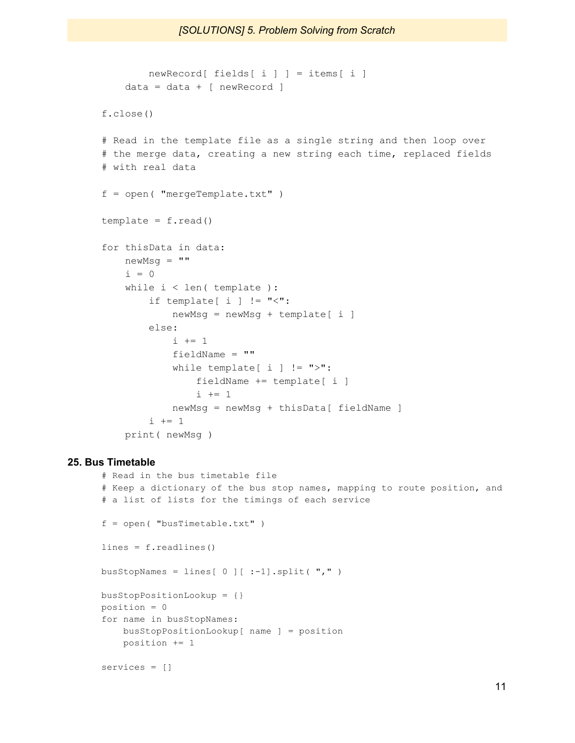```
        newRecord[ fields[ i ] ] = items[ i ]
    data = data + [ newRecord ]

f.close()

# Read in the template file as a single string and then loop over
# the merge data, creating a new string each time, replaced fields
# with real data

f = open( "mergeTemplate.txt" )

template = f.read()

for thisData in data:
    newMsg = ""
    i = 0
    while i < len( template ):
        if template[ i ] != "<":
            newMsg = newMsg + template[ i ]
        else:
            i += 1
            fieldName = ""
            while template[ i ] != ">":
                fieldName += template[ i ]
                i += 1
            newMsg = newMsg + thisData[ fieldName ]
        i += 1
    print( newMsg )
```

**25. Bus Timetable**

```
# Read in the bus timetable file
# Keep a dictionary of the bus stop names, mapping to route position, and
# a list of lists for the timings of each service

f = open( "busTimetable.txt" )

lines = f.readlines()

busStopNames = lines[ 0 ][ :-1].split( "," )

busStopPositionLookup = {}
position = 0
for name in busStopNames:
    busStopPositionLookup[ name ] = position
    position += 1

services = []
```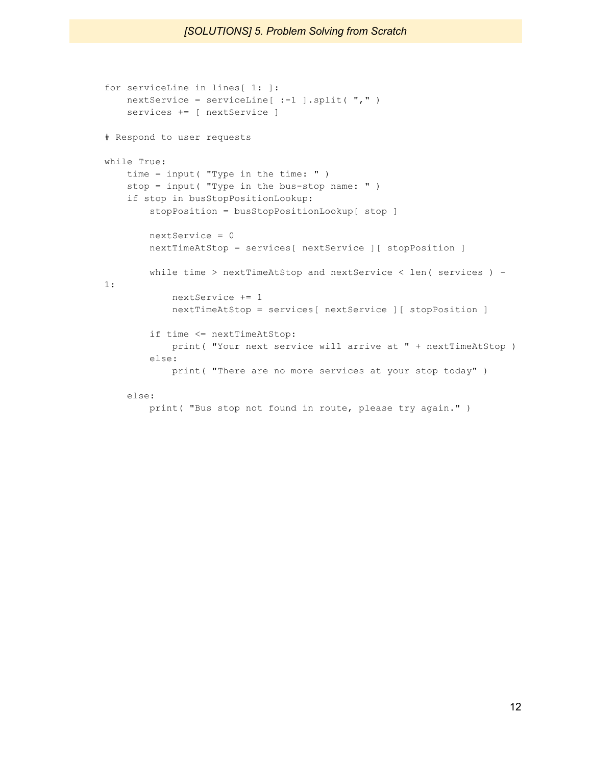```
for serviceLine in lines[ 1: ]:
    nextService = serviceLine[ :-1 ].split( "," )
    services += [ nextService ]

# Respond to user requests

while True:
    time = input( "Type in the time: " )
    stop = input( "Type in the bus-stop name: " )
    if stop in busStopPositionLookup:
        stopPosition = busStopPositionLookup[ stop ]

        nextService = 0
        nextTimeAtStop = services[ nextService ][ stopPosition ]

        while time > nextTimeAtStop and nextService < len( services ) - 1:
            nextService += 1
            nextTimeAtStop = services[ nextService ][ stopPosition ]

        if time <= nextTimeAtStop:
            print( "Your next service will arrive at " + nextTimeAtStop )
        else:
            print( "There are no more services at your stop today" )

    else:
        print( "Bus stop not found in route, please try again." )
```